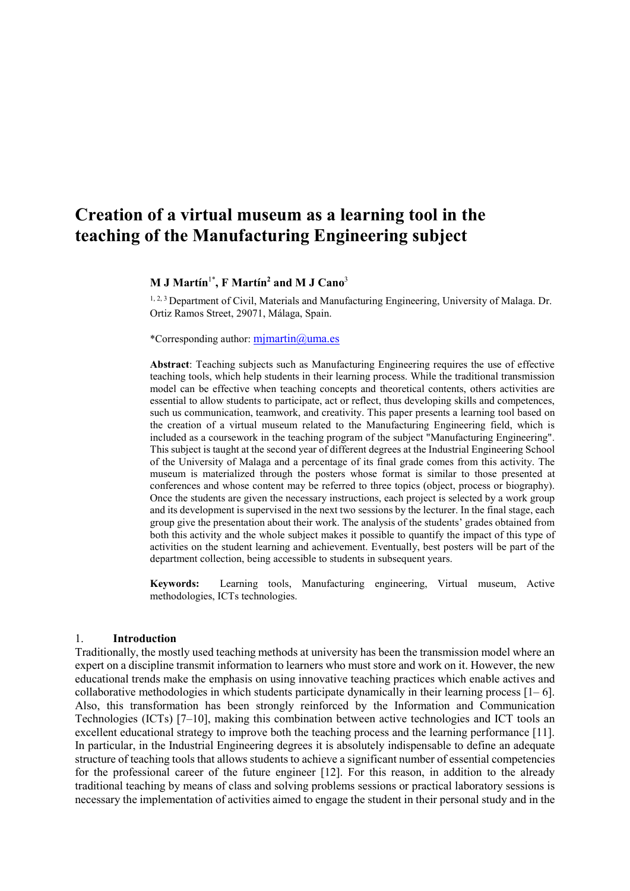# Creation of a virtual museum as a learning tool in the teaching of the Manufacturing Engineering subject

**M J Martín[1*], F Martín[2] and M J Cano[3]**

[1, 2, 3] Department of Civil, Materials and Manufacturing Engineering, University of Malaga. Dr. Ortiz Ramos Street, 29071, Málaga, Spain.

*Corresponding author: mjmartin@uma.es

**Abstract**: Teaching subjects such as Manufacturing Engineering requires the use of effective teaching tools, which help students in their learning process. While the traditional transmission model can be effective when teaching concepts and theoretical contents, others activities are essential to allow students to participate, act or reflect, thus developing skills and competences, such us communication, teamwork, and creativity. This paper presents a learning tool based on the creation of a virtual museum related to the Manufacturing Engineering field, which is included as a coursework in the teaching program of the subject "Manufacturing Engineering". This subject is taught at the second year of different degrees at the Industrial Engineering School of the University of Malaga and a percentage of its final grade comes from this activity. The museum is materialized through the posters whose format is similar to those presented at conferences and whose content may be referred to three topics (object, process or biography). Once the students are given the necessary instructions, each project is selected by a work group and its development is supervised in the next two sessions by the lecturer. In the final stage, each group give the presentation about their work. The analysis of the students' grades obtained from both this activity and the whole subject makes it possible to quantify the impact of this type of activities on the student learning and achievement. Eventually, best posters will be part of the department collection, being accessible to students in subsequent years.

**Keywords:** Learning tools, Manufacturing engineering, Virtual museum, Active methodologies, ICTs technologies.

## 1. Introduction

Traditionally, the mostly used teaching methods at university has been the transmission model where an expert on a discipline transmit information to learners who must store and work on it. However, the new educational trends make the emphasis on using innovative teaching practices which enable actives and collaborative methodologies in which students participate dynamically in their learning process [1– 6]. Also, this transformation has been strongly reinforced by the Information and Communication Technologies (ICTs) [7–10], making this combination between active technologies and ICT tools an excellent educational strategy to improve both the teaching process and the learning performance [11]. In particular, in the Industrial Engineering degrees it is absolutely indispensable to define an adequate structure of teaching tools that allows students to achieve a significant number of essential competencies for the professional career of the future engineer [12]. For this reason, in addition to the already traditional teaching by means of class and solving problems sessions or practical laboratory sessions is necessary the implementation of activities aimed to engage the student in their personal study and in the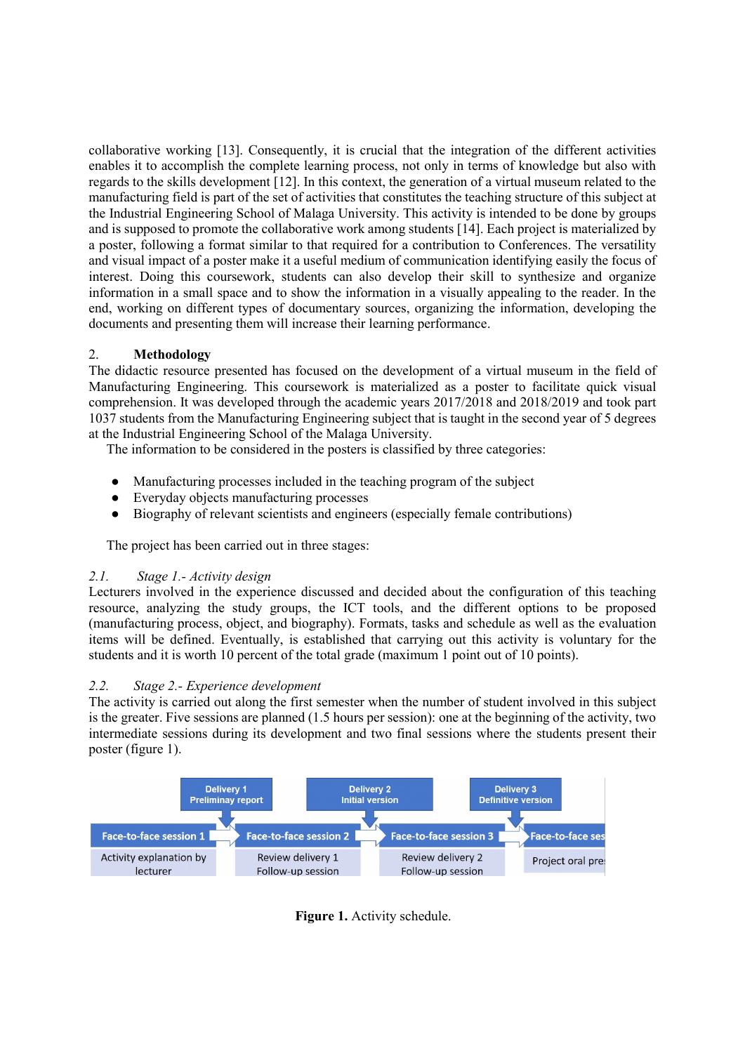collaborative working [13]. Consequently, it is crucial that the integration of the different activities enables it to accomplish the complete learning process, not only in terms of knowledge but also with regards to the skills development [12]. In this context, the generation of a virtual museum related to the manufacturing field is part of the set of activities that constitutes the teaching structure of this subject at the Industrial Engineering School of Malaga University. This activity is intended to be done by groups and is supposed to promote the collaborative work among students [14]. Each project is materialized by a poster, following a format similar to that required for a contribution to Conferences. The versatility and visual impact of a poster make it a useful medium of communication identifying easily the focus of interest. Doing this coursework, students can also develop their skill to synthesize and organize information in a small space and to show the information in a visually appealing to the reader. In the end, working on different types of documentary sources, organizing the information, developing the documents and presenting them will increase their learning performance.

## 2. Methodology

The didactic resource presented has focused on the development of a virtual museum in the field of Manufacturing Engineering. This coursework is materialized as a poster to facilitate quick visual comprehension. It was developed through the academic years 2017/2018 and 2018/2019 and took part 1037 students from the Manufacturing Engineering subject that is taught in the second year of 5 degrees at the Industrial Engineering School of the Malaga University.

The information to be considered in the posters is classified by three categories:

- Manufacturing processes included in the teaching program of the subject
- Everyday objects manufacturing processes
- Biography of relevant scientists and engineers (especially female contributions)

The project has been carried out in three stages:

### *2.1. Stage 1.- Activity design*

Lecturers involved in the experience discussed and decided about the configuration of this teaching resource, analyzing the study groups, the ICT tools, and the different options to be proposed (manufacturing process, object, and biography). Formats, tasks and schedule as well as the evaluation items will be defined. Eventually, is established that carrying out this activity is voluntary for the students and it is worth 10 percent of the total grade (maximum 1 point out of 10 points).

### *2.2. Stage 2.- Experience development*

The activity is carried out along the first semester when the number of student involved in this subject is the greater. Five sessions are planned (1.5 hours per session): one at the beginning of the activity, two intermediate sessions during its development and two final sessions where the students present their poster (figure 1).

**Figure 1.** Activity schedule.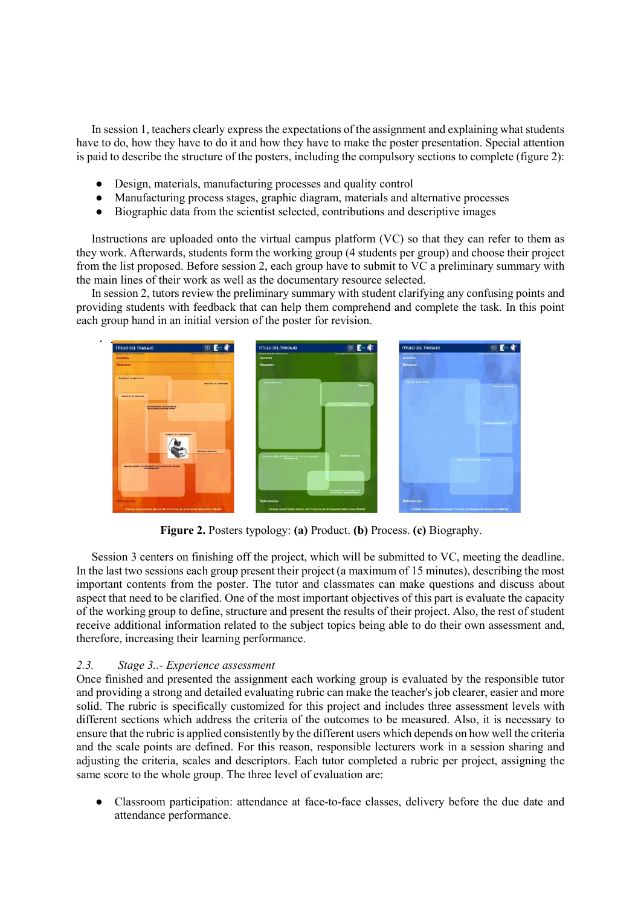In session 1, teachers clearly express the expectations of the assignment and explaining what students have to do, how they have to do it and how they have to make the poster presentation. Special attention is paid to describe the structure of the posters, including the compulsory sections to complete (figure 2):

- Design, materials, manufacturing processes and quality control
- Manufacturing process stages, graphic diagram, materials and alternative processes
- Biographic data from the scientist selected, contributions and descriptive images

Instructions are uploaded onto the virtual campus platform (VC) so that they can refer to them as they work. Afterwards, students form the working group (4 students per group) and choose their project from the list proposed. Before session 2, each group have to submit to VC a preliminary summary with the main lines of their work as well as the documentary resource selected.

In session 2, tutors review the preliminary summary with student clarifying any confusing points and providing students with feedback that can help them comprehend and complete the task. In this point each group hand in an initial version of the poster for revision.

**Figure 2.** Posters typology: **(a)** Product. **(b)** Process. **(c)** Biography.

Session 3 centers on finishing off the project, which will be submitted to VC, meeting the deadline. In the last two sessions each group present their project (a maximum of 15 minutes), describing the most important contents from the poster. The tutor and classmates can make questions and discuss about aspect that need to be clarified. One of the most important objectives of this part is evaluate the capacity of the working group to define, structure and present the results of their project. Also, the rest of student receive additional information related to the subject topics being able to do their own assessment and, therefore, increasing their learning performance.

### *2.3. Stage 3..- Experience assessment*

Once finished and presented the assignment each working group is evaluated by the responsible tutor and providing a strong and detailed evaluating rubric can make the teacher's job clearer, easier and more solid. The rubric is specifically customized for this project and includes three assessment levels with different sections which address the criteria of the outcomes to be measured. Also, it is necessary to ensure that the rubric is applied consistently by the different users which depends on how well the criteria and the scale points are defined. For this reason, responsible lecturers work in a session sharing and adjusting the criteria, scales and descriptors. Each tutor completed a rubric per project, assigning the same score to the whole group. The three level of evaluation are:

- Classroom participation: attendance at face-to-face classes, delivery before the due date and attendance performance.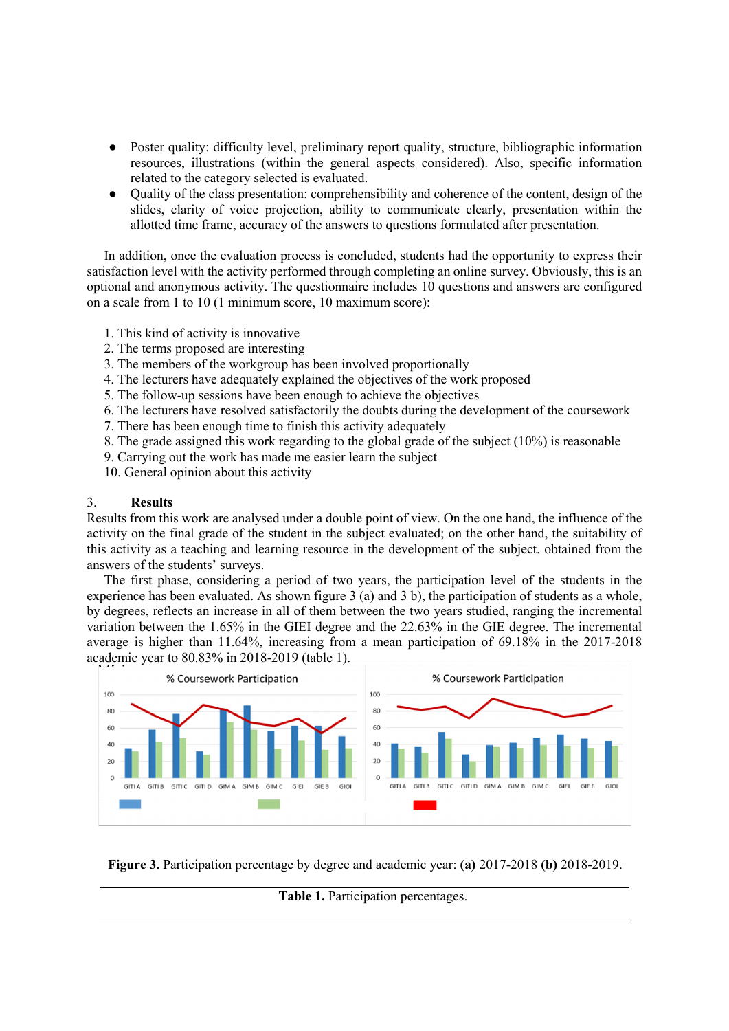- Poster quality: difficulty level, preliminary report quality, structure, bibliographic information resources, illustrations (within the general aspects considered). Also, specific information related to the category selected is evaluated.
- Quality of the class presentation: comprehensibility and coherence of the content, design of the slides, clarity of voice projection, ability to communicate clearly, presentation within the allotted time frame, accuracy of the answers to questions formulated after presentation.

In addition, once the evaluation process is concluded, students had the opportunity to express their satisfaction level with the activity performed through completing an online survey. Obviously, this is an optional and anonymous activity. The questionnaire includes 10 questions and answers are configured on a scale from 1 to 10 (1 minimum score, 10 maximum score):

1. This kind of activity is innovative
2. The terms proposed are interesting
3. The members of the workgroup has been involved proportionally
4. The lecturers have adequately explained the objectives of the work proposed
5. The follow-up sessions have been enough to achieve the objectives
6. The lecturers have resolved satisfactorily the doubts during the development of the coursework
7. There has been enough time to finish this activity adequately
8. The grade assigned this work regarding to the global grade of the subject (10%) is reasonable
9. Carrying out the work has made me easier learn the subject
10. General opinion about this activity

## 3. Results

Results from this work are analysed under a double point of view. On the one hand, the influence of the activity on the final grade of the student in the subject evaluated; on the other hand, the suitability of this activity as a teaching and learning resource in the development of the subject, obtained from the answers of the students' surveys.

The first phase, considering a period of two years, the participation level of the students in the experience has been evaluated. As shown figure 3 (a) and 3 b), the participation of students as a whole, by degrees, reflects an increase in all of them between the two years studied, ranging the incremental variation between the 1.65% in the GIEI degree and the 22.63% in the GIE degree. The incremental average is higher than 11.64%, increasing from a mean participation of 69.18% in the 2017-2018 academic year to 80.83% in 2018-2019 (table 1).

**Figure 3.** Participation percentage by degree and academic year: **(a)** 2017-2018 **(b)** 2018-2019.

**Table 1.** Participation percentages.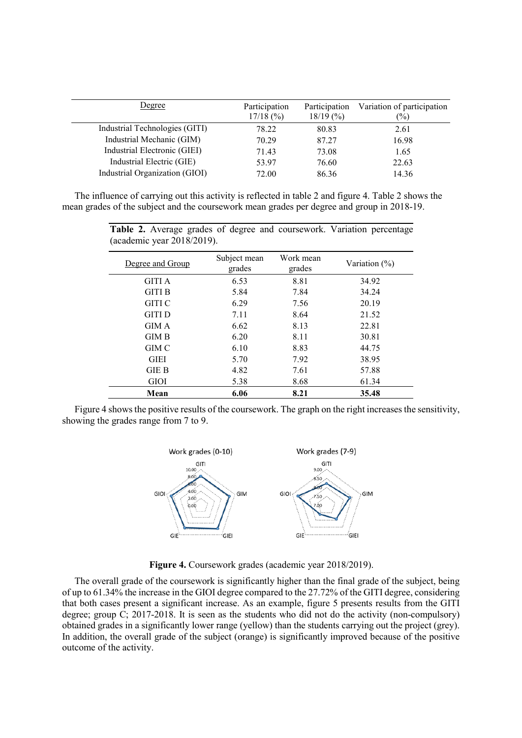| Degree | Participation 17/18 (%) | Participation 18/19 (%) | Variation of participation (%) |
|---|---|---|---|
| Industrial Technologies (GITI) | 78.22 | 80.83 | 2.61 |
| Industrial Mechanic (GIM) | 70.29 | 87.27 | 16.98 |
| Industrial Electronic (GIEI) | 71.43 | 73.08 | 1.65 |
| Industrial Electric (GIE) | 53.97 | 76.60 | 22.63 |
| Industrial Organization (GIOI) | 72.00 | 86.36 | 14.36 |

The influence of carrying out this activity is reflected in table 2 and figure 4. Table 2 shows the mean grades of the subject and the coursework mean grades per degree and group in 2018-19.

**Table 2.** Average grades of degree and coursework. Variation percentage (academic year 2018/2019).

| Degree and Group | Subject mean grades | Work mean grades | Variation (%) |
|---|---|---|---|
| GITI A | 6.53 | 8.81 | 34.92 |
| GITI B | 5.84 | 7.84 | 34.24 |
| GITI C | 6.29 | 7.56 | 20.19 |
| GITI D | 7.11 | 8.64 | 21.52 |
| GIM A | 6.62 | 8.13 | 22.81 |
| GIM B | 6.20 | 8.11 | 30.81 |
| GIM C | 6.10 | 8.83 | 44.75 |
| GIEI | 5.70 | 7.92 | 38.95 |
| GIE B | 4.82 | 7.61 | 57.88 |
| GIOI | 5.38 | 8.68 | 61.34 |
| **Mean** | **6.06** | **8.21** | **35.48** |

Figure 4 shows the positive results of the coursework. The graph on the right increases the sensitivity, showing the grades range from 7 to 9.

**Figure 4.** Coursework grades (academic year 2018/2019).

The overall grade of the coursework is significantly higher than the final grade of the subject, being of up to 61.34% the increase in the GIOI degree compared to the 27.72% of the GITI degree, considering that both cases present a significant increase. As an example, figure 5 presents results from the GITI degree; group C; 2017-2018. It is seen as the students who did not do the activity (non-compulsory) obtained grades in a significantly lower range (yellow) than the students carrying out the project (grey). In addition, the overall grade of the subject (orange) is significantly improved because of the positive outcome of the activity.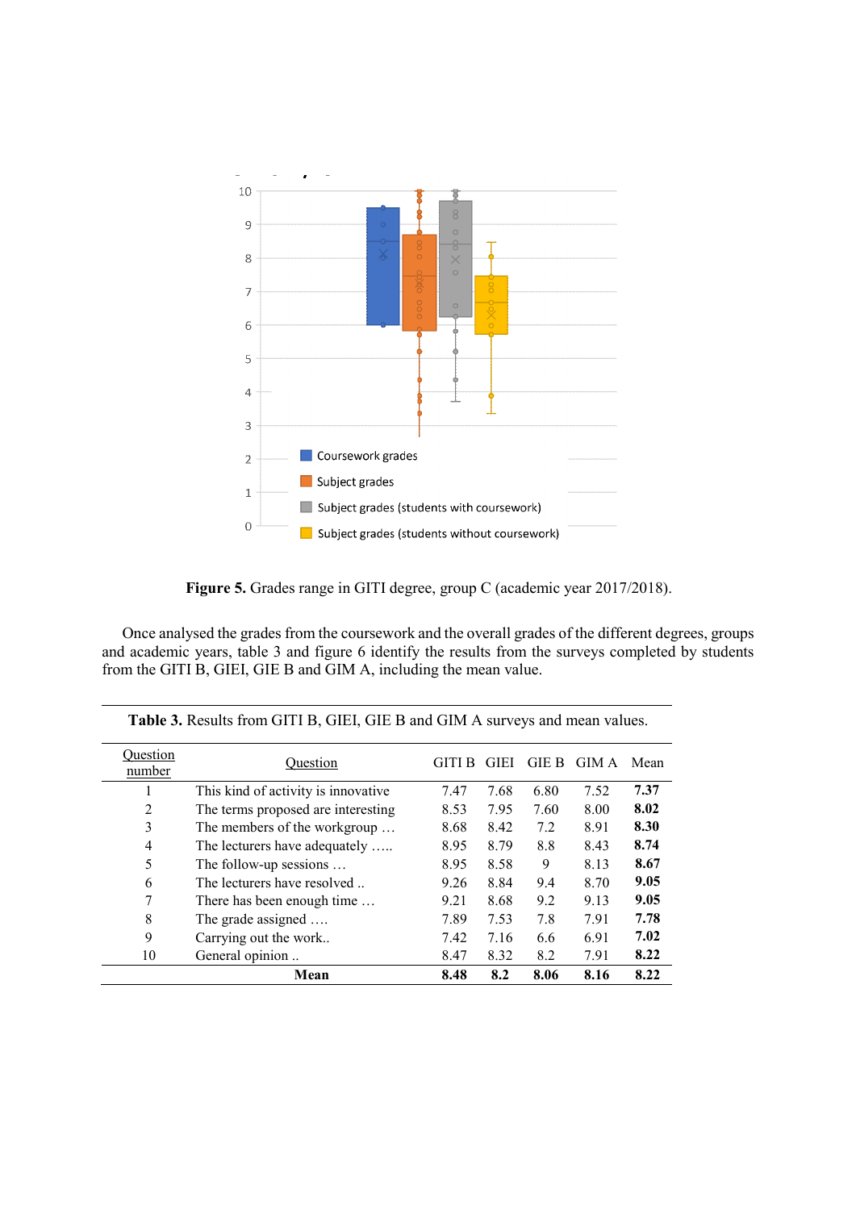**Figure 5.** Grades range in GITI degree, group C (academic year 2017/2018).

Once analysed the grades from the coursework and the overall grades of the different degrees, groups and academic years, table 3 and figure 6 identify the results from the surveys completed by students from the GITI B, GIEI, GIE B and GIM A, including the mean value.

**Table 3.** Results from GITI B, GIEI, GIE B and GIM A surveys and mean values.

| Question number | Question | GITI B | GIEI | GIE B | GIM A | Mean |
|---|---|---|---|---|---|---|
| 1 | This kind of activity is innovative | 7.47 | 7.68 | 6.80 | 7.52 | **7.37** |
| 2 | The terms proposed are interesting | 8.53 | 7.95 | 7.60 | 8.00 | **8.02** |
| 3 | The members of the workgroup … | 8.68 | 8.42 | 7.2 | 8.91 | **8.30** |
| 4 | The lecturers have adequately ….. | 8.95 | 8.79 | 8.8 | 8.43 | **8.74** |
| 5 | The follow-up sessions … | 8.95 | 8.58 | 9 | 8.13 | **8.67** |
| 6 | The lecturers have resolved .. | 9.26 | 8.84 | 9.4 | 8.70 | **9.05** |
| 7 | There has been enough time … | 9.21 | 8.68 | 9.2 | 9.13 | **9.05** |
| 8 | The grade assigned …. | 7.89 | 7.53 | 7.8 | 7.91 | **7.78** |
| 9 | Carrying out the work.. | 7.42 | 7.16 | 6.6 | 6.91 | **7.02** |
| 10 | General opinion .. | 8.47 | 8.32 | 8.2 | 7.91 | **8.22** |
| | **Mean** | **8.48** | **8.2** | **8.06** | **8.16** | **8.22** |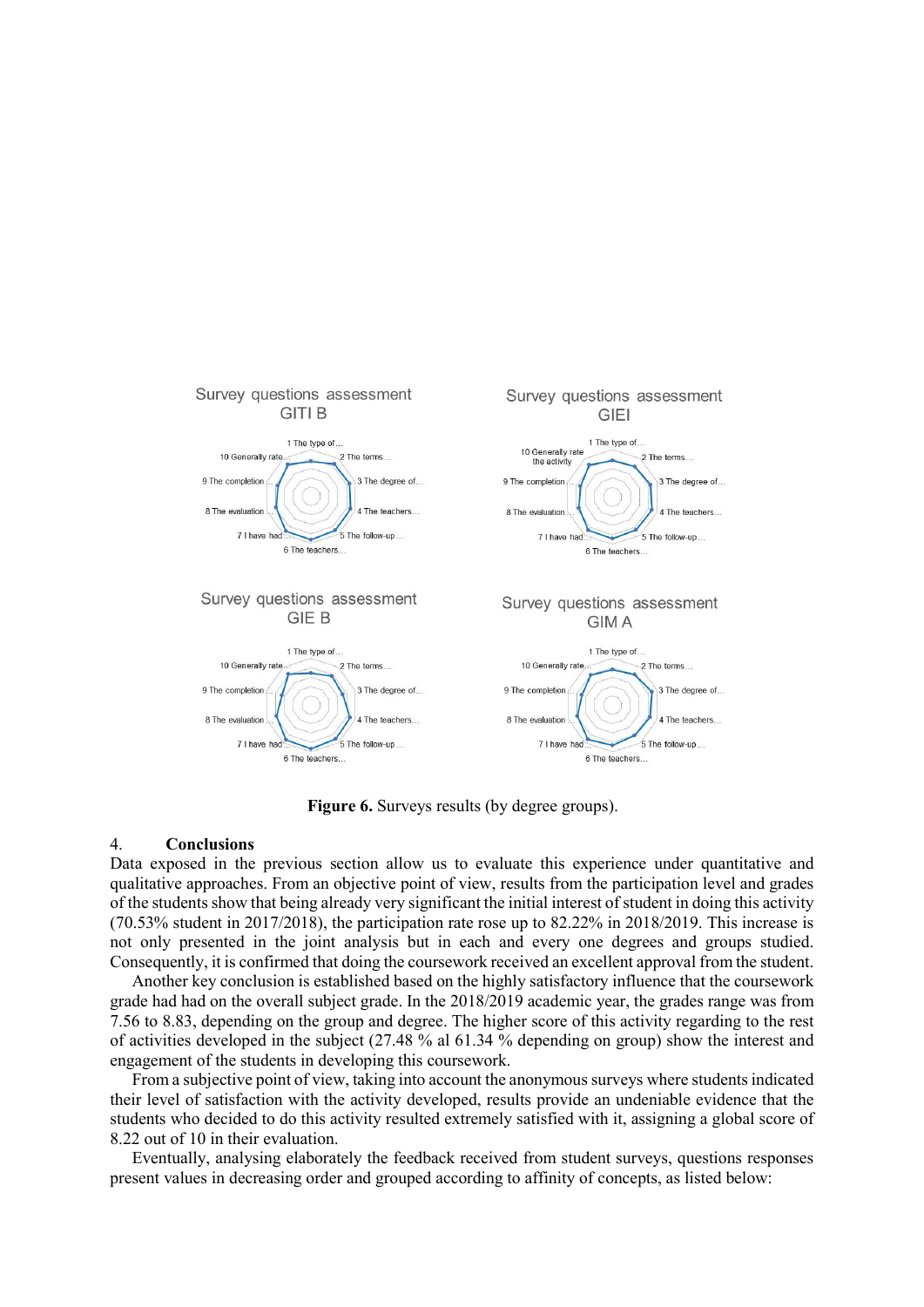**Figure 6.** Surveys results (by degree groups).

## 4. Conclusions

Data exposed in the previous section allow us to evaluate this experience under quantitative and qualitative approaches. From an objective point of view, results from the participation level and grades of the students show that being already very significant the initial interest of student in doing this activity (70.53% student in 2017/2018), the participation rate rose up to 82.22% in 2018/2019. This increase is not only presented in the joint analysis but in each and every one degrees and groups studied. Consequently, it is confirmed that doing the coursework received an excellent approval from the student.

Another key conclusion is established based on the highly satisfactory influence that the coursework grade had had on the overall subject grade. In the 2018/2019 academic year, the grades range was from 7.56 to 8.83, depending on the group and degree. The higher score of this activity regarding to the rest of activities developed in the subject (27.48 % al 61.34 % depending on group) show the interest and engagement of the students in developing this coursework.

From a subjective point of view, taking into account the anonymous surveys where students indicated their level of satisfaction with the activity developed, results provide an undeniable evidence that the students who decided to do this activity resulted extremely satisfied with it, assigning a global score of 8.22 out of 10 in their evaluation.

Eventually, analysing elaborately the feedback received from student surveys, questions responses present values in decreasing order and grouped according to affinity of concepts, as listed below: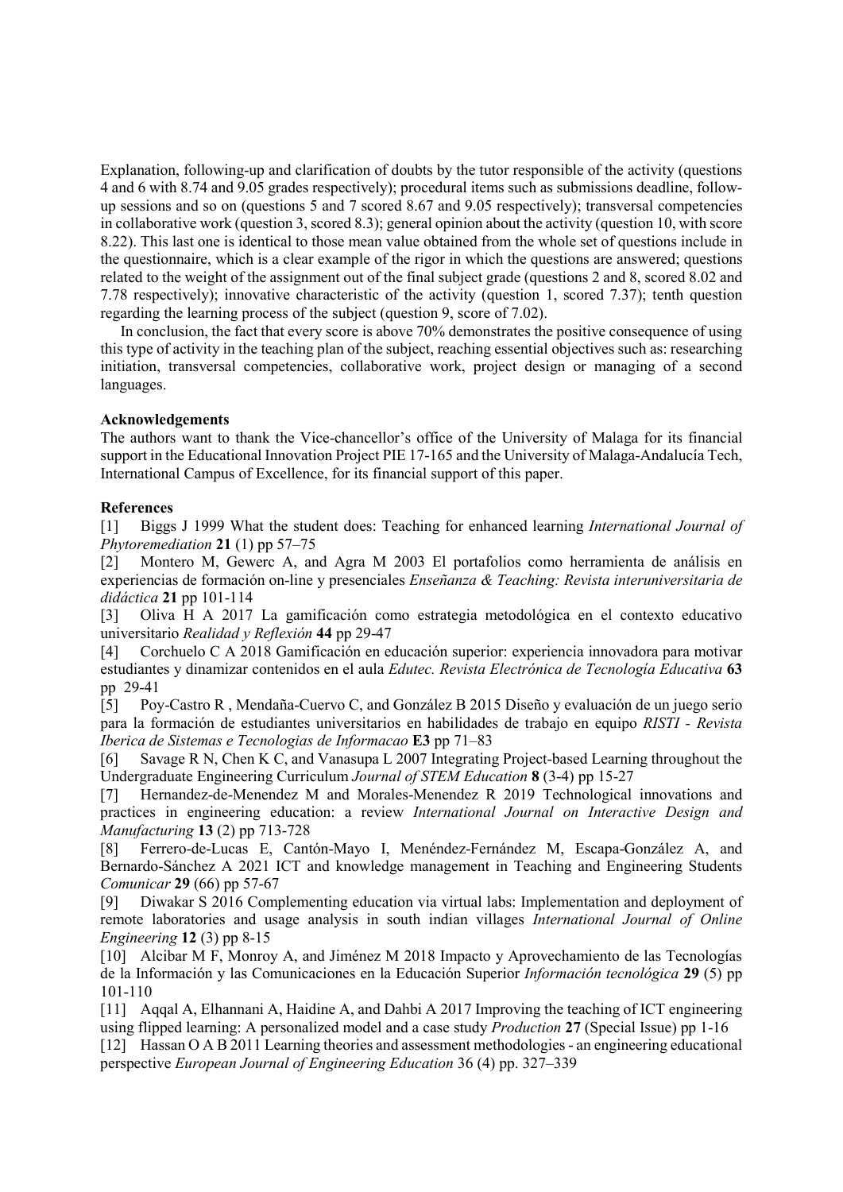Explanation, following-up and clarification of doubts by the tutor responsible of the activity (questions 4 and 6 with 8.74 and 9.05 grades respectively); procedural items such as submissions deadline, follow-up sessions and so on (questions 5 and 7 scored 8.67 and 9.05 respectively); transversal competencies in collaborative work (question 3, scored 8.3); general opinion about the activity (question 10, with score 8.22). This last one is identical to those mean value obtained from the whole set of questions include in the questionnaire, which is a clear example of the rigor in which the questions are answered; questions related to the weight of the assignment out of the final subject grade (questions 2 and 8, scored 8.02 and 7.78 respectively); innovative characteristic of the activity (question 1, scored 7.37); tenth question regarding the learning process of the subject (question 9, score of 7.02).

In conclusion, the fact that every score is above 70% demonstrates the positive consequence of using this type of activity in the teaching plan of the subject, reaching essential objectives such as: researching initiation, transversal competencies, collaborative work, project design or managing of a second languages.

## Acknowledgements

The authors want to thank the Vice-chancellor's office of the University of Malaga for its financial support in the Educational Innovation Project PIE 17-165 and the University of Malaga-Andalucía Tech, International Campus of Excellence, for its financial support of this paper.

## References

[1] Biggs J 1999 What the student does: Teaching for enhanced learning *International Journal of Phytoremediation* **21** (1) pp 57–75

[2] Montero M, Gewerc A, and Agra M 2003 El portafolios como herramienta de análisis en experiencias de formación on-line y presenciales *Enseñanza & Teaching: Revista interuniversitaria de didáctica* **21** pp 101-114

[3] Oliva H A 2017 La gamificación como estrategia metodológica en el contexto educativo universitario *Realidad y Reflexión* **44** pp 29-47

[4] Corchuelo C A 2018 Gamificación en educación superior: experiencia innovadora para motivar estudiantes y dinamizar contenidos en el aula *Edutec. Revista Electrónica de Tecnología Educativa* **63** pp 29-41

[5] Poy-Castro R , Mendaña-Cuervo C, and González B 2015 Diseño y evaluación de un juego serio para la formación de estudiantes universitarios en habilidades de trabajo en equipo *RISTI - Revista Iberica de Sistemas e Tecnologias de Informacao* **E3** pp 71–83

[6] Savage R N, Chen K C, and Vanasupa L 2007 Integrating Project-based Learning throughout the Undergraduate Engineering Curriculum *Journal of STEM Education* **8** (3-4) pp 15-27

[7] Hernandez-de-Menendez M and Morales-Menendez R 2019 Technological innovations and practices in engineering education: a review *International Journal on Interactive Design and Manufacturing* **13** (2) pp 713-728

[8] Ferrero-de-Lucas E, Cantón-Mayo I, Menéndez-Fernández M, Escapa-González A, and Bernardo-Sánchez A 2021 ICT and knowledge management in Teaching and Engineering Students *Comunicar* **29** (66) pp 57-67

[9] Diwakar S 2016 Complementing education via virtual labs: Implementation and deployment of remote laboratories and usage analysis in south indian villages *International Journal of Online Engineering* **12** (3) pp 8-15

[10] Alcibar M F, Monroy A, and Jiménez M 2018 Impacto y Aprovechamiento de las Tecnologías de la Información y las Comunicaciones en la Educación Superior *Información tecnológica* **29** (5) pp 101-110

[11] Aqqal A, Elhannani A, Haidine A, and Dahbi A 2017 Improving the teaching of ICT engineering using flipped learning: A personalized model and a case study *Production* **27** (Special Issue) pp 1-16

[12] Hassan O A B 2011 Learning theories and assessment methodologies - an engineering educational perspective *European Journal of Engineering Education* 36 (4) pp. 327–339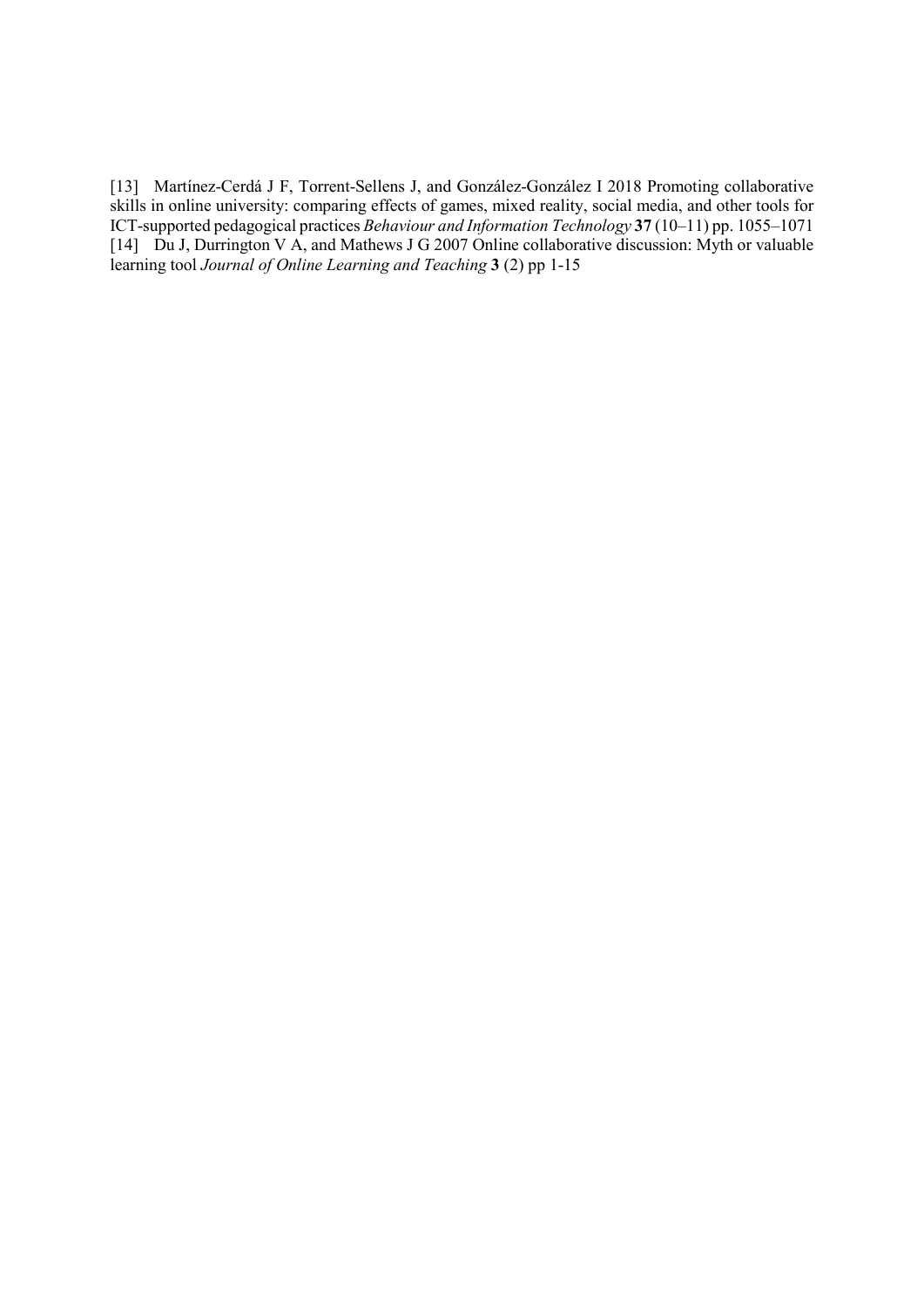[13] Martínez-Cerdá J F, Torrent-Sellens J, and González-González I 2018 Promoting collaborative skills in online university: comparing effects of games, mixed reality, social media, and other tools for ICT-supported pedagogical practices *Behaviour and Information Technology* **37** (10–11) pp. 1055–1071

[14] Du J, Durrington V A, and Mathews J G 2007 Online collaborative discussion: Myth or valuable learning tool *Journal of Online Learning and Teaching* **3** (2) pp 1-15